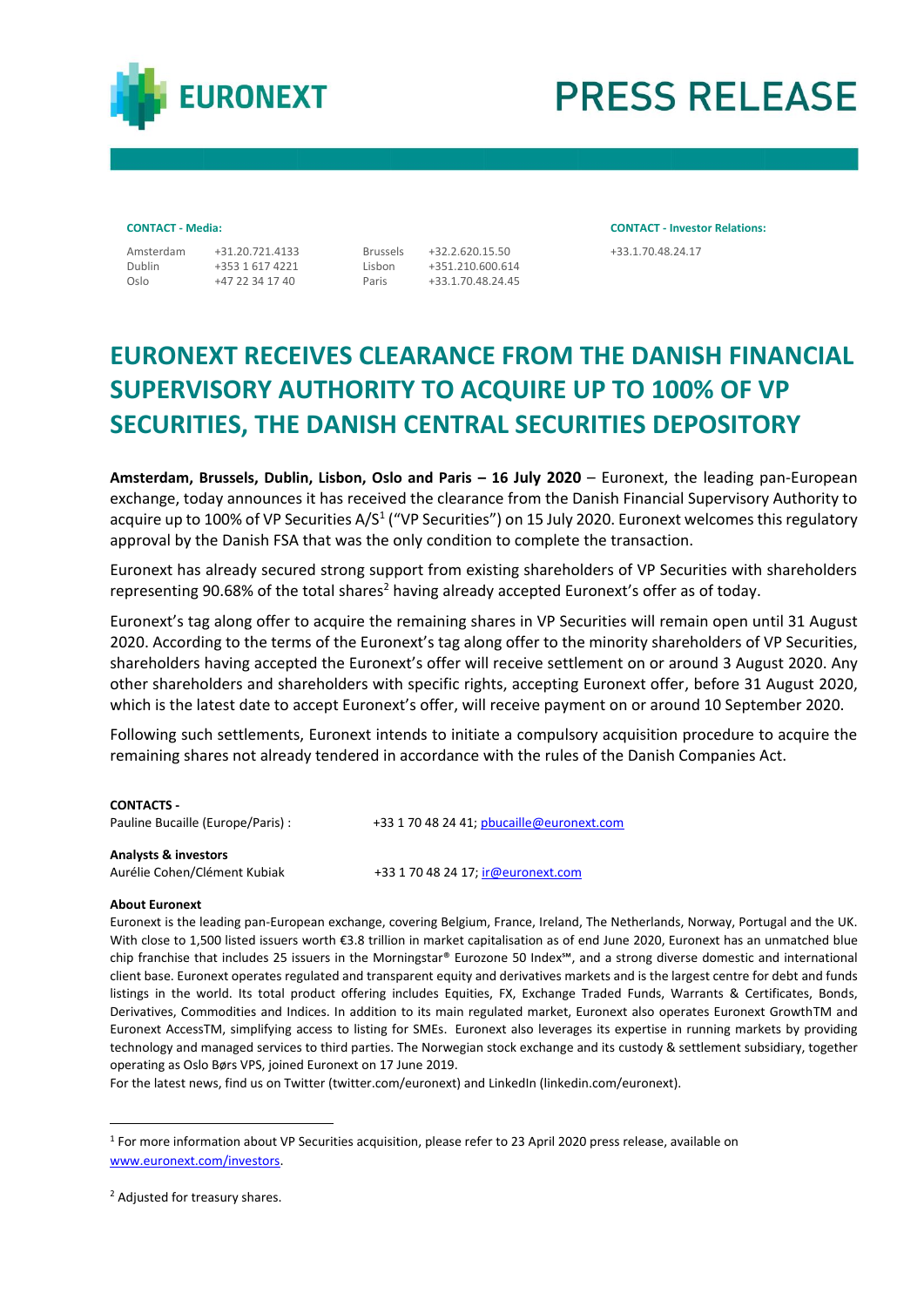EURONEXT

# PRESS RELEASE

**CONTACT - Media:**

| | | | |
|---|---|---|---|
| Amsterdam | +31.20.721.4133 | Brussels | +32.2.620.15.50 |
| Dublin | +353 1 617 4221 | Lisbon | +351.210.600.614 |
| Oslo | +47 22 34 17 40 | Paris | +33.1.70.48.24.45 |

**CONTACT - Investor Relations:**

+33.1.70.48.24.17

# EURONEXT RECEIVES CLEARANCE FROM THE DANISH FINANCIAL SUPERVISORY AUTHORITY TO ACQUIRE UP TO 100% OF VP SECURITIES, THE DANISH CENTRAL SECURITIES DEPOSITORY

**Amsterdam, Brussels, Dublin, Lisbon, Oslo and Paris – 16 July 2020** – Euronext, the leading pan-European exchange, today announces it has received the clearance from the Danish Financial Supervisory Authority to acquire up to 100% of VP Securities A/S[1] ("VP Securities") on 15 July 2020. Euronext welcomes this regulatory approval by the Danish FSA that was the only condition to complete the transaction.

Euronext has already secured strong support from existing shareholders of VP Securities with shareholders representing 90.68% of the total shares[2] having already accepted Euronext's offer as of today.

Euronext's tag along offer to acquire the remaining shares in VP Securities will remain open until 31 August 2020. According to the terms of the Euronext's tag along offer to the minority shareholders of VP Securities, shareholders having accepted the Euronext's offer will receive settlement on or around 3 August 2020. Any other shareholders and shareholders with specific rights, accepting Euronext offer, before 31 August 2020, which is the latest date to accept Euronext's offer, will receive payment on or around 10 September 2020.

Following such settlements, Euronext intends to initiate a compulsory acquisition procedure to acquire the remaining shares not already tendered in accordance with the rules of the Danish Companies Act.

**CONTACTS -**
Pauline Bucaille (Europe/Paris) : +33 1 70 48 24 41; pbucaille@euronext.com

**Analysts & investors**
Aurélie Cohen/Clément Kubiak +33 1 70 48 24 17; ir@euronext.com

**About Euronext**
Euronext is the leading pan-European exchange, covering Belgium, France, Ireland, The Netherlands, Norway, Portugal and the UK. With close to 1,500 listed issuers worth €3.8 trillion in market capitalisation as of end June 2020, Euronext has an unmatched blue chip franchise that includes 25 issuers in the Morningstar® Eurozone 50 Index℠, and a strong diverse domestic and international client base. Euronext operates regulated and transparent equity and derivatives markets and is the largest centre for debt and funds listings in the world. Its total product offering includes Equities, FX, Exchange Traded Funds, Warrants & Certificates, Bonds, Derivatives, Commodities and Indices. In addition to its main regulated market, Euronext also operates Euronext GrowthTM and Euronext AccessTM, simplifying access to listing for SMEs. Euronext also leverages its expertise in running markets by providing technology and managed services to third parties. The Norwegian stock exchange and its custody & settlement subsidiary, together operating as Oslo Børs VPS, joined Euronext on 17 June 2019.
For the latest news, find us on Twitter (twitter.com/euronext) and LinkedIn (linkedin.com/euronext).

---

[1] For more information about VP Securities acquisition, please refer to 23 April 2020 press release, available on www.euronext.com/investors.

[2] Adjusted for treasury shares.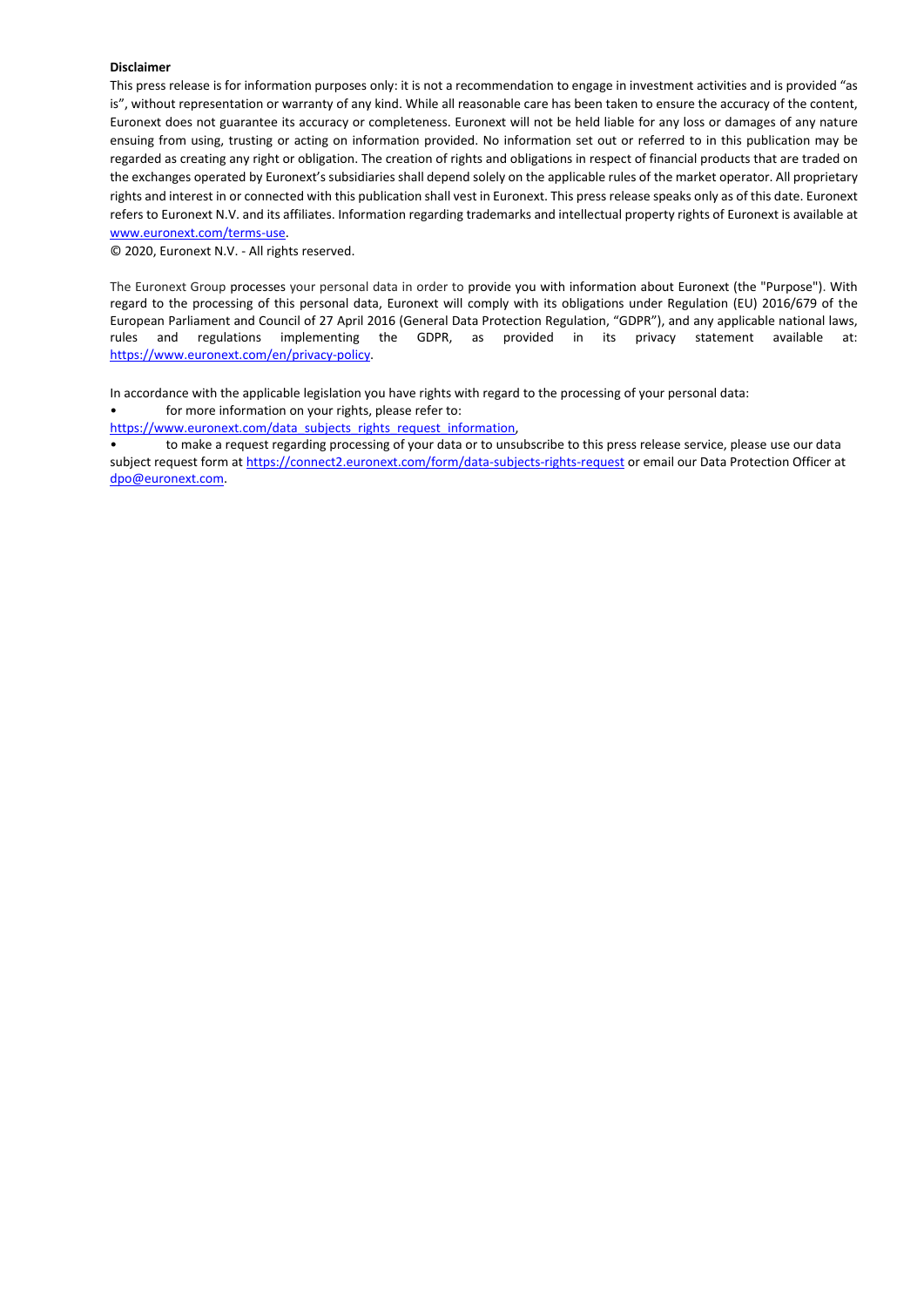**Disclaimer**

This press release is for information purposes only: it is not a recommendation to engage in investment activities and is provided "as is", without representation or warranty of any kind. While all reasonable care has been taken to ensure the accuracy of the content, Euronext does not guarantee its accuracy or completeness. Euronext will not be held liable for any loss or damages of any nature ensuing from using, trusting or acting on information provided. No information set out or referred to in this publication may be regarded as creating any right or obligation. The creation of rights and obligations in respect of financial products that are traded on the exchanges operated by Euronext's subsidiaries shall depend solely on the applicable rules of the market operator. All proprietary rights and interest in or connected with this publication shall vest in Euronext. This press release speaks only as of this date. Euronext refers to Euronext N.V. and its affiliates. Information regarding trademarks and intellectual property rights of Euronext is available at [www.euronext.com/terms-use](www.euronext.com/terms-use).

© 2020, Euronext N.V. - All rights reserved.

The Euronext Group processes your personal data in order to provide you with information about Euronext (the "Purpose"). With regard to the processing of this personal data, Euronext will comply with its obligations under Regulation (EU) 2016/679 of the European Parliament and Council of 27 April 2016 (General Data Protection Regulation, "GDPR"), and any applicable national laws, rules and regulations implementing the GDPR, as provided in its privacy statement available at: [https://www.euronext.com/en/privacy-policy](https://www.euronext.com/en/privacy-policy).

In accordance with the applicable legislation you have rights with regard to the processing of your personal data:

- for more information on your rights, please refer to: [https://www.euronext.com/data_subjects_rights_request_information](https://www.euronext.com/data_subjects_rights_request_information),
- to make a request regarding processing of your data or to unsubscribe to this press release service, please use our data subject request form at [https://connect2.euronext.com/form/data-subjects-rights-request](https://connect2.euronext.com/form/data-subjects-rights-request) or email our Data Protection Officer at [dpo@euronext.com](mailto:dpo@euronext.com).